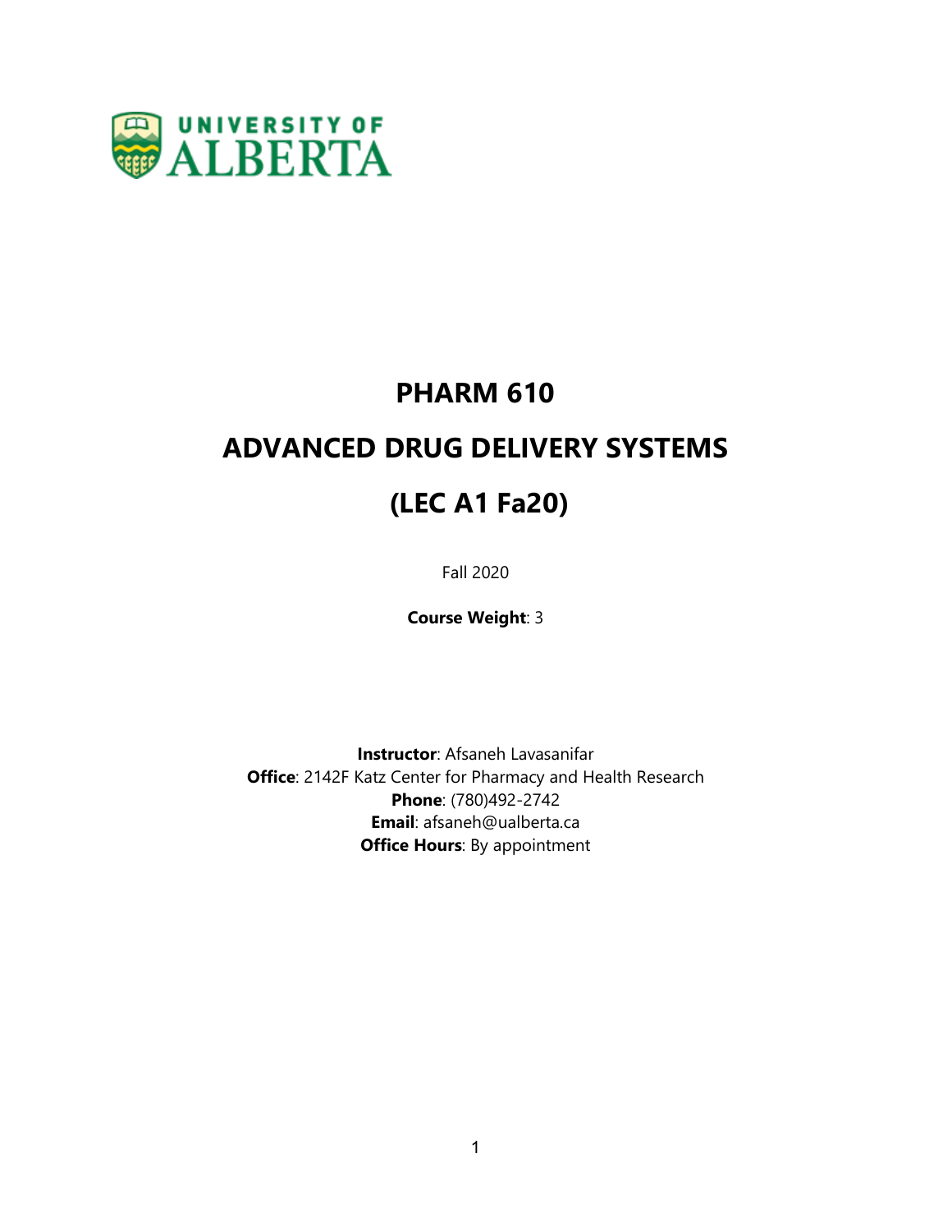UNIVERSITY OF ALBERTA

# PHARM 610

# ADVANCED DRUG DELIVERY SYSTEMS

# (LEC A1 Fa20)

Fall 2020

**Course Weight**: 3

**Instructor**: Afsaneh Lavasanifar
**Office**: 2142F Katz Center for Pharmacy and Health Research
**Phone**: (780)492-2742
**Email**: afsaneh@ualberta.ca
**Office Hours**: By appointment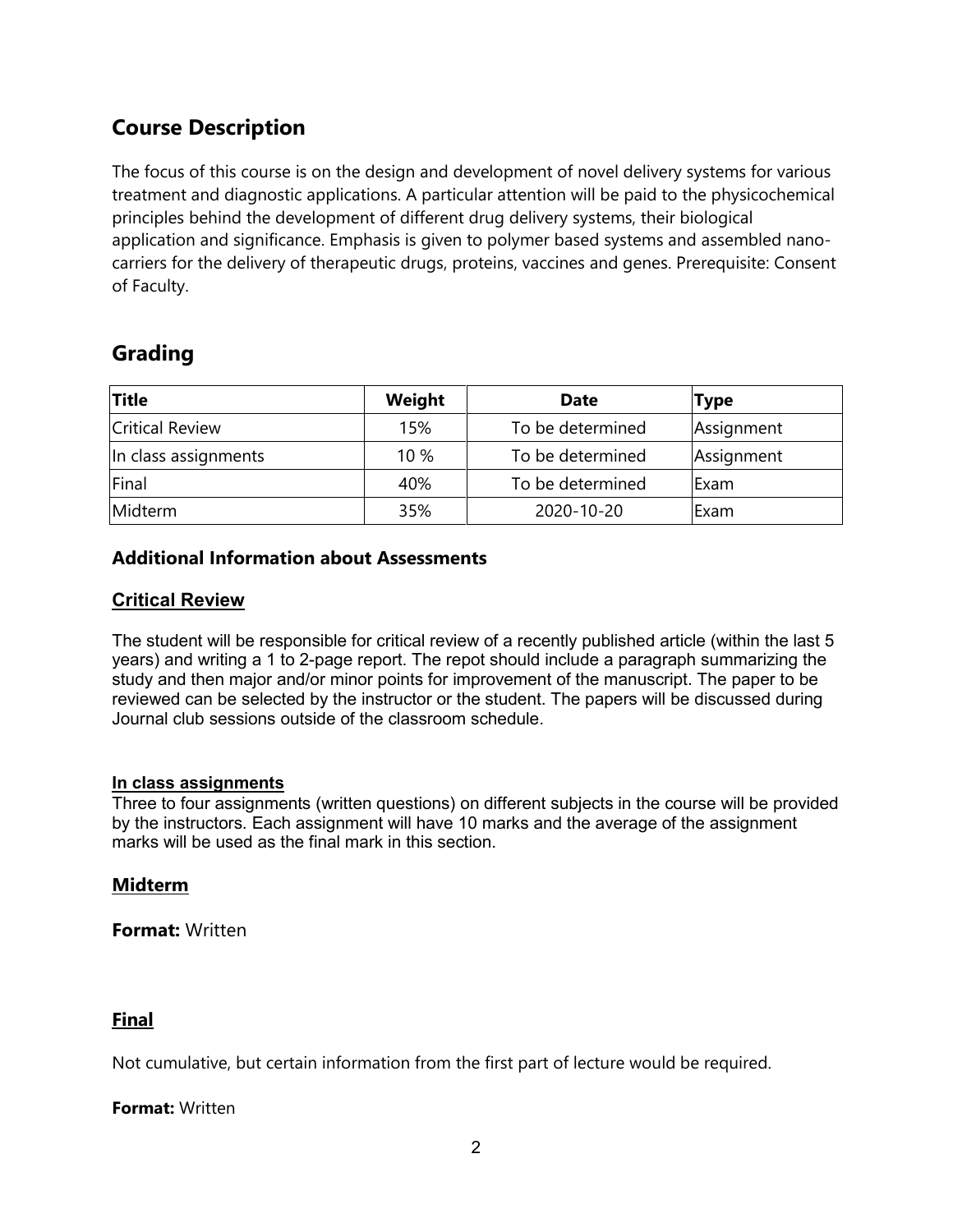## Course Description

The focus of this course is on the design and development of novel delivery systems for various treatment and diagnostic applications. A particular attention will be paid to the physicochemical principles behind the development of different drug delivery systems, their biological application and significance. Emphasis is given to polymer based systems and assembled nano-carriers for the delivery of therapeutic drugs, proteins, vaccines and genes. Prerequisite: Consent of Faculty.

## Grading

| Title | Weight | Date | Type |
|---|---|---|---|
| Critical Review | 15% | To be determined | Assignment |
| In class assignments | 10 % | To be determined | Assignment |
| Final | 40% | To be determined | Exam |
| Midterm | 35% | 2020-10-20 | Exam |

### Additional Information about Assessments

#### Critical Review

The student will be responsible for critical review of a recently published article (within the last 5 years) and writing a 1 to 2-page report. The repot should include a paragraph summarizing the study and then major and/or minor points for improvement of the manuscript. The paper to be reviewed can be selected by the instructor or the student. The papers will be discussed during Journal club sessions outside of the classroom schedule.

#### In class assignments

Three to four assignments (written questions) on different subjects in the course will be provided by the instructors. Each assignment will have 10 marks and the average of the assignment marks will be used as the final mark in this section.

#### Midterm

**Format:** Written

#### Final

Not cumulative, but certain information from the first part of lecture would be required.

**Format:** Written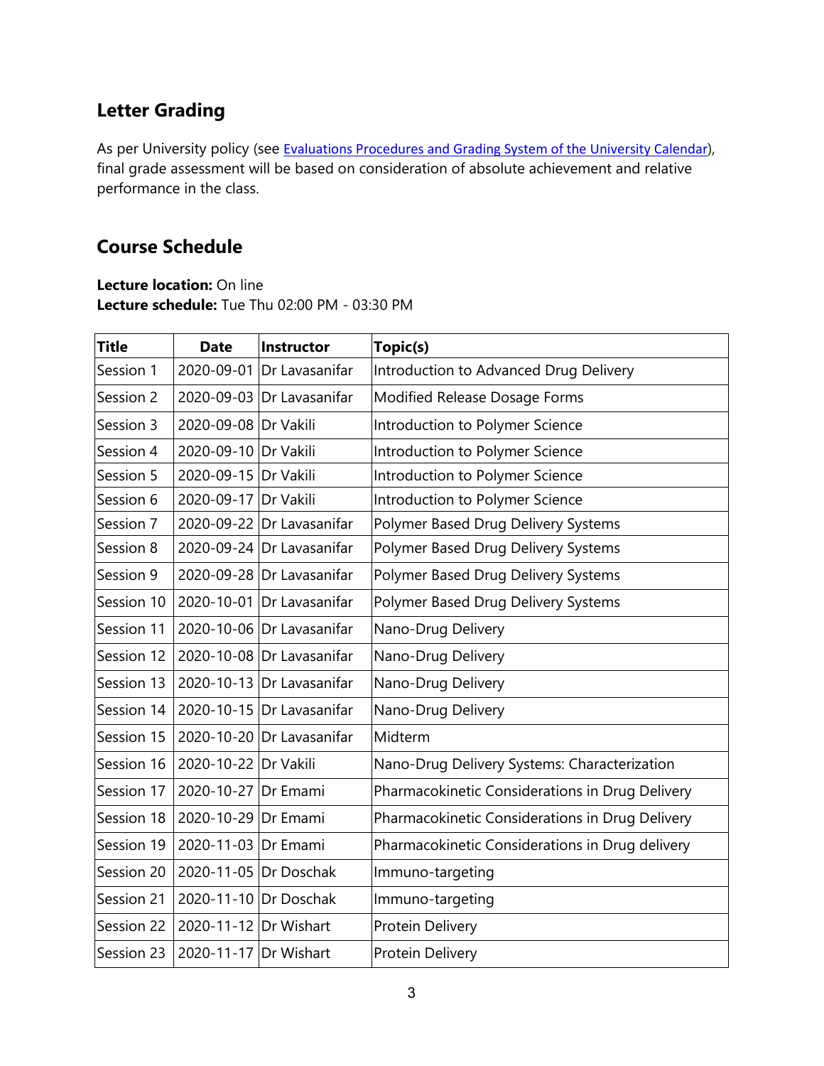## Letter Grading

As per University policy (see [Evaluations Procedures and Grading System of the University Calendar]), final grade assessment will be based on consideration of absolute achievement and relative performance in the class.

## Course Schedule

**Lecture location:** On line
**Lecture schedule:** Tue Thu 02:00 PM - 03:30 PM

| Title | Date | Instructor | Topic(s) |
|---|---|---|---|
| Session 1 | 2020-09-01 | Dr Lavasanifar | Introduction to Advanced Drug Delivery |
| Session 2 | 2020-09-03 | Dr Lavasanifar | Modified Release Dosage Forms |
| Session 3 | 2020-09-08 | Dr Vakili | Introduction to Polymer Science |
| Session 4 | 2020-09-10 | Dr Vakili | Introduction to Polymer Science |
| Session 5 | 2020-09-15 | Dr Vakili | Introduction to Polymer Science |
| Session 6 | 2020-09-17 | Dr Vakili | Introduction to Polymer Science |
| Session 7 | 2020-09-22 | Dr Lavasanifar | Polymer Based Drug Delivery Systems |
| Session 8 | 2020-09-24 | Dr Lavasanifar | Polymer Based Drug Delivery Systems |
| Session 9 | 2020-09-28 | Dr Lavasanifar | Polymer Based Drug Delivery Systems |
| Session 10 | 2020-10-01 | Dr Lavasanifar | Polymer Based Drug Delivery Systems |
| Session 11 | 2020-10-06 | Dr Lavasanifar | Nano-Drug Delivery |
| Session 12 | 2020-10-08 | Dr Lavasanifar | Nano-Drug Delivery |
| Session 13 | 2020-10-13 | Dr Lavasanifar | Nano-Drug Delivery |
| Session 14 | 2020-10-15 | Dr Lavasanifar | Nano-Drug Delivery |
| Session 15 | 2020-10-20 | Dr Lavasanifar | Midterm |
| Session 16 | 2020-10-22 | Dr Vakili | Nano-Drug Delivery Systems: Characterization |
| Session 17 | 2020-10-27 | Dr Emami | Pharmacokinetic Considerations in Drug Delivery |
| Session 18 | 2020-10-29 | Dr Emami | Pharmacokinetic Considerations in Drug Delivery |
| Session 19 | 2020-11-03 | Dr Emami | Pharmacokinetic Considerations in Drug delivery |
| Session 20 | 2020-11-05 | Dr Doschak | Immuno-targeting |
| Session 21 | 2020-11-10 | Dr Doschak | Immuno-targeting |
| Session 22 | 2020-11-12 | Dr Wishart | Protein Delivery |
| Session 23 | 2020-11-17 | Dr Wishart | Protein Delivery |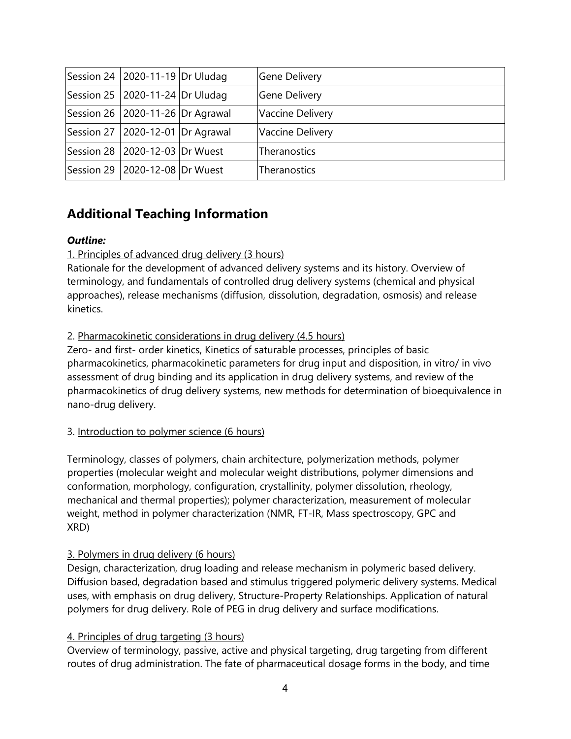| Session 24 | 2020-11-19 | Dr Uludag | Gene Delivery |
|---|---|---|---|
| Session 25 | 2020-11-24 | Dr Uludag | Gene Delivery |
| Session 26 | 2020-11-26 | Dr Agrawal | Vaccine Delivery |
| Session 27 | 2020-12-01 | Dr Agrawal | Vaccine Delivery |
| Session 28 | 2020-12-03 | Dr Wuest | Theranostics |
| Session 29 | 2020-12-08 | Dr Wuest | Theranostics |

## Additional Teaching Information

***Outline:***

1. Principles of advanced drug delivery (3 hours)

Rationale for the development of advanced delivery systems and its history. Overview of terminology, and fundamentals of controlled drug delivery systems (chemical and physical approaches), release mechanisms (diffusion, dissolution, degradation, osmosis) and release kinetics.

2. Pharmacokinetic considerations in drug delivery (4.5 hours)

Zero- and first- order kinetics, Kinetics of saturable processes, principles of basic pharmacokinetics, pharmacokinetic parameters for drug input and disposition, in vitro/ in vivo assessment of drug binding and its application in drug delivery systems, and review of the pharmacokinetics of drug delivery systems, new methods for determination of bioequivalence in nano-drug delivery.

3. Introduction to polymer science (6 hours)

Terminology, classes of polymers, chain architecture, polymerization methods, polymer properties (molecular weight and molecular weight distributions, polymer dimensions and conformation, morphology, configuration, crystallinity, polymer dissolution, rheology, mechanical and thermal properties); polymer characterization, measurement of molecular weight, method in polymer characterization (NMR, FT-IR, Mass spectroscopy, GPC and XRD)

3. Polymers in drug delivery (6 hours)

Design, characterization, drug loading and release mechanism in polymeric based delivery. Diffusion based, degradation based and stimulus triggered polymeric delivery systems. Medical uses, with emphasis on drug delivery, Structure-Property Relationships. Application of natural polymers for drug delivery. Role of PEG in drug delivery and surface modifications.

4. Principles of drug targeting (3 hours)

Overview of terminology, passive, active and physical targeting, drug targeting from different routes of drug administration. The fate of pharmaceutical dosage forms in the body, and time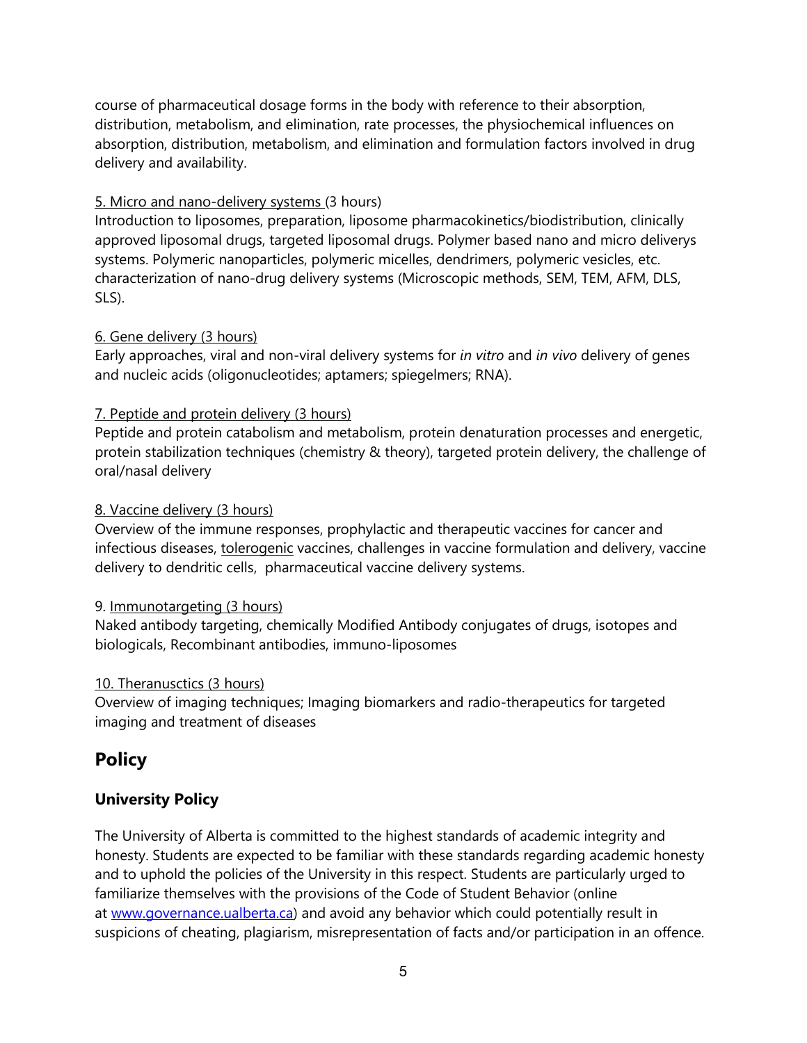course of pharmaceutical dosage forms in the body with reference to their absorption, distribution, metabolism, and elimination, rate processes, the physiochemical influences on absorption, distribution, metabolism, and elimination and formulation factors involved in drug delivery and availability.

5. Micro and nano-delivery systems (3 hours)
Introduction to liposomes, preparation, liposome pharmacokinetics/biodistribution, clinically approved liposomal drugs, targeted liposomal drugs. Polymer based nano and micro deliverys systems. Polymeric nanoparticles, polymeric micelles, dendrimers, polymeric vesicles, etc. characterization of nano-drug delivery systems (Microscopic methods, SEM, TEM, AFM, DLS, SLS).

6. Gene delivery (3 hours)
Early approaches, viral and non-viral delivery systems for *in vitro* and *in vivo* delivery of genes and nucleic acids (oligonucleotides; aptamers; spiegelmers; RNA).

7. Peptide and protein delivery (3 hours)
Peptide and protein catabolism and metabolism, protein denaturation processes and energetic, protein stabilization techniques (chemistry & theory), targeted protein delivery, the challenge of oral/nasal delivery

8. Vaccine delivery (3 hours)
Overview of the immune responses, prophylactic and therapeutic vaccines for cancer and infectious diseases, tolerogenic vaccines, challenges in vaccine formulation and delivery, vaccine delivery to dendritic cells, pharmaceutical vaccine delivery systems.

9. Immunotargeting (3 hours)
Naked antibody targeting, chemically Modified Antibody conjugates of drugs, isotopes and biologicals, Recombinant antibodies, immuno-liposomes

10. Theranusctics (3 hours)
Overview of imaging techniques; Imaging biomarkers and radio-therapeutics for targeted imaging and treatment of diseases

## Policy

### University Policy

The University of Alberta is committed to the highest standards of academic integrity and honesty. Students are expected to be familiar with these standards regarding academic honesty and to uphold the policies of the University in this respect. Students are particularly urged to familiarize themselves with the provisions of the Code of Student Behavior (online at [www.governance.ualberta.ca](www.governance.ualberta.ca)) and avoid any behavior which could potentially result in suspicions of cheating, plagiarism, misrepresentation of facts and/or participation in an offence.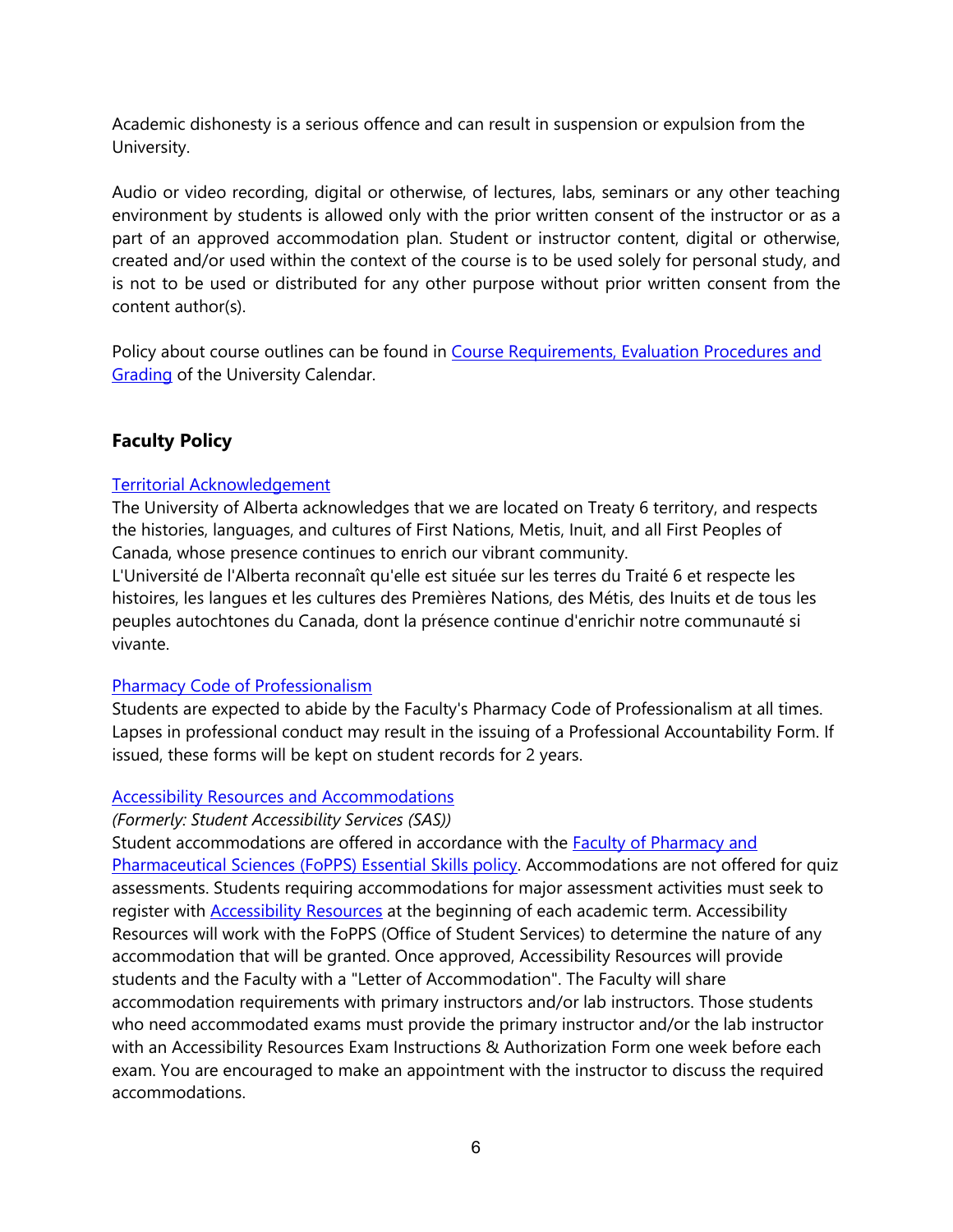Academic dishonesty is a serious offence and can result in suspension or expulsion from the University.

Audio or video recording, digital or otherwise, of lectures, labs, seminars or any other teaching environment by students is allowed only with the prior written consent of the instructor or as a part of an approved accommodation plan. Student or instructor content, digital or otherwise, created and/or used within the context of the course is to be used solely for personal study, and is not to be used or distributed for any other purpose without prior written consent from the content author(s).

Policy about course outlines can be found in Course Requirements, Evaluation Procedures and Grading of the University Calendar.

## Faculty Policy

Territorial Acknowledgement
The University of Alberta acknowledges that we are located on Treaty 6 territory, and respects the histories, languages, and cultures of First Nations, Metis, Inuit, and all First Peoples of Canada, whose presence continues to enrich our vibrant community.
L'Université de l'Alberta reconnaît qu'elle est située sur les terres du Traité 6 et respecte les histoires, les langues et les cultures des Premières Nations, des Métis, des Inuits et de tous les peuples autochtones du Canada, dont la présence continue d'enrichir notre communauté si vivante.

Pharmacy Code of Professionalism
Students are expected to abide by the Faculty's Pharmacy Code of Professionalism at all times. Lapses in professional conduct may result in the issuing of a Professional Accountability Form. If issued, these forms will be kept on student records for 2 years.

Accessibility Resources and Accommodations
*(Formerly: Student Accessibility Services (SAS))*
Student accommodations are offered in accordance with the Faculty of Pharmacy and Pharmaceutical Sciences (FoPPS) Essential Skills policy. Accommodations are not offered for quiz assessments. Students requiring accommodations for major assessment activities must seek to register with Accessibility Resources at the beginning of each academic term. Accessibility Resources will work with the FoPPS (Office of Student Services) to determine the nature of any accommodation that will be granted. Once approved, Accessibility Resources will provide students and the Faculty with a "Letter of Accommodation". The Faculty will share accommodation requirements with primary instructors and/or lab instructors. Those students who need accommodated exams must provide the primary instructor and/or the lab instructor with an Accessibility Resources Exam Instructions & Authorization Form one week before each exam. You are encouraged to make an appointment with the instructor to discuss the required accommodations.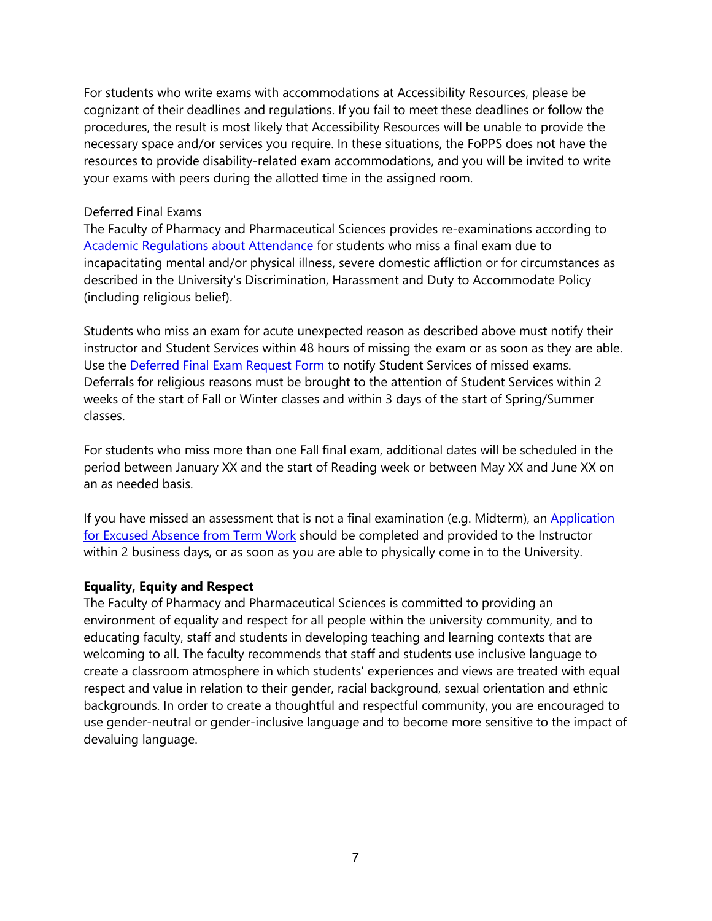For students who write exams with accommodations at Accessibility Resources, please be cognizant of their deadlines and regulations. If you fail to meet these deadlines or follow the procedures, the result is most likely that Accessibility Resources will be unable to provide the necessary space and/or services you require. In these situations, the FoPPS does not have the resources to provide disability-related exam accommodations, and you will be invited to write your exams with peers during the allotted time in the assigned room.

Deferred Final Exams

The Faculty of Pharmacy and Pharmaceutical Sciences provides re-examinations according to Academic Regulations about Attendance for students who miss a final exam due to incapacitating mental and/or physical illness, severe domestic affliction or for circumstances as described in the University's Discrimination, Harassment and Duty to Accommodate Policy (including religious belief).

Students who miss an exam for acute unexpected reason as described above must notify their instructor and Student Services within 48 hours of missing the exam or as soon as they are able. Use the Deferred Final Exam Request Form to notify Student Services of missed exams. Deferrals for religious reasons must be brought to the attention of Student Services within 2 weeks of the start of Fall or Winter classes and within 3 days of the start of Spring/Summer classes.

For students who miss more than one Fall final exam, additional dates will be scheduled in the period between January XX and the start of Reading week or between May XX and June XX on an as needed basis.

If you have missed an assessment that is not a final examination (e.g. Midterm), an Application for Excused Absence from Term Work should be completed and provided to the Instructor within 2 business days, or as soon as you are able to physically come in to the University.

**Equality, Equity and Respect**

The Faculty of Pharmacy and Pharmaceutical Sciences is committed to providing an environment of equality and respect for all people within the university community, and to educating faculty, staff and students in developing teaching and learning contexts that are welcoming to all. The faculty recommends that staff and students use inclusive language to create a classroom atmosphere in which students' experiences and views are treated with equal respect and value in relation to their gender, racial background, sexual orientation and ethnic backgrounds. In order to create a thoughtful and respectful community, you are encouraged to use gender-neutral or gender-inclusive language and to become more sensitive to the impact of devaluing language.